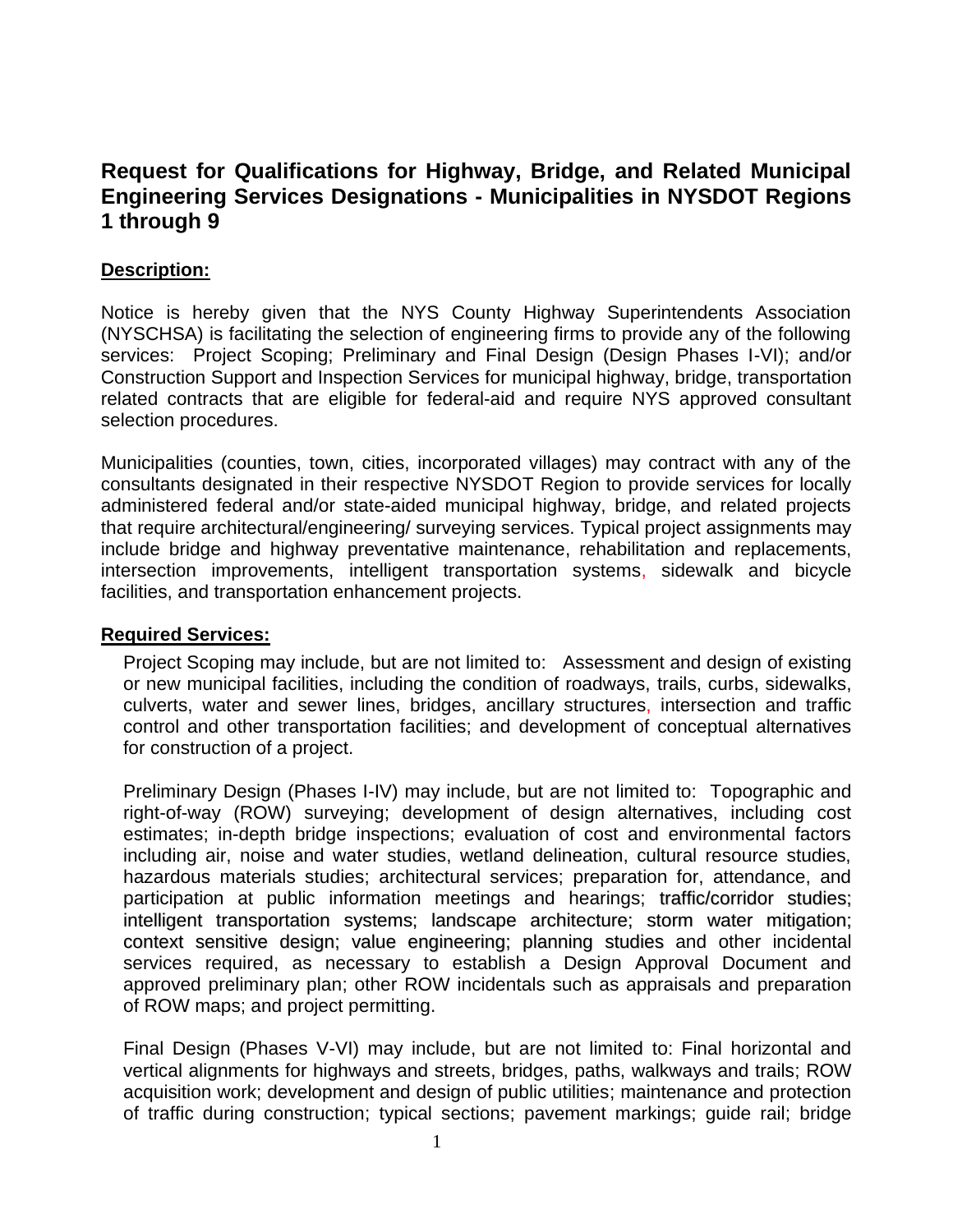# Request for Qualifications for Highway, Bridge, and Related Municipal Engineering Services Designations - Municipalities in NYSDOT Regions 1 through 9

## Description:

Notice is hereby given that the NYS County Highway Superintendents Association (NYSCHSA) is facilitating the selection of engineering firms to provide any of the following services: Project Scoping; Preliminary and Final Design (Design Phases I-VI); and/or Construction Support and Inspection Services for municipal highway, bridge, transportation related contracts that are eligible for federal-aid and require NYS approved consultant selection procedures.

Municipalities (counties, town, cities, incorporated villages) may contract with any of the consultants designated in their respective NYSDOT Region to provide services for locally administered federal and/or state-aided municipal highway, bridge, and related projects that require architectural/engineering/ surveying services. Typical project assignments may include bridge and highway preventative maintenance, rehabilitation and replacements, intersection improvements, intelligent transportation systems, sidewalk and bicycle facilities, and transportation enhancement projects.

## Required Services:

Project Scoping may include, but are not limited to: Assessment and design of existing or new municipal facilities, including the condition of roadways, trails, curbs, sidewalks, culverts, water and sewer lines, bridges, ancillary structures, intersection and traffic control and other transportation facilities; and development of conceptual alternatives for construction of a project.

Preliminary Design (Phases I-IV) may include, but are not limited to: Topographic and right-of-way (ROW) surveying; development of design alternatives, including cost estimates; in-depth bridge inspections; evaluation of cost and environmental factors including air, noise and water studies, wetland delineation, cultural resource studies, hazardous materials studies; architectural services; preparation for, attendance, and participation at public information meetings and hearings; traffic/corridor studies; intelligent transportation systems; landscape architecture; storm water mitigation; context sensitive design; value engineering; planning studies and other incidental services required, as necessary to establish a Design Approval Document and approved preliminary plan; other ROW incidentals such as appraisals and preparation of ROW maps; and project permitting.

Final Design (Phases V-VI) may include, but are not limited to: Final horizontal and vertical alignments for highways and streets, bridges, paths, walkways and trails; ROW acquisition work; development and design of public utilities; maintenance and protection of traffic during construction; typical sections; pavement markings; guide rail; bridge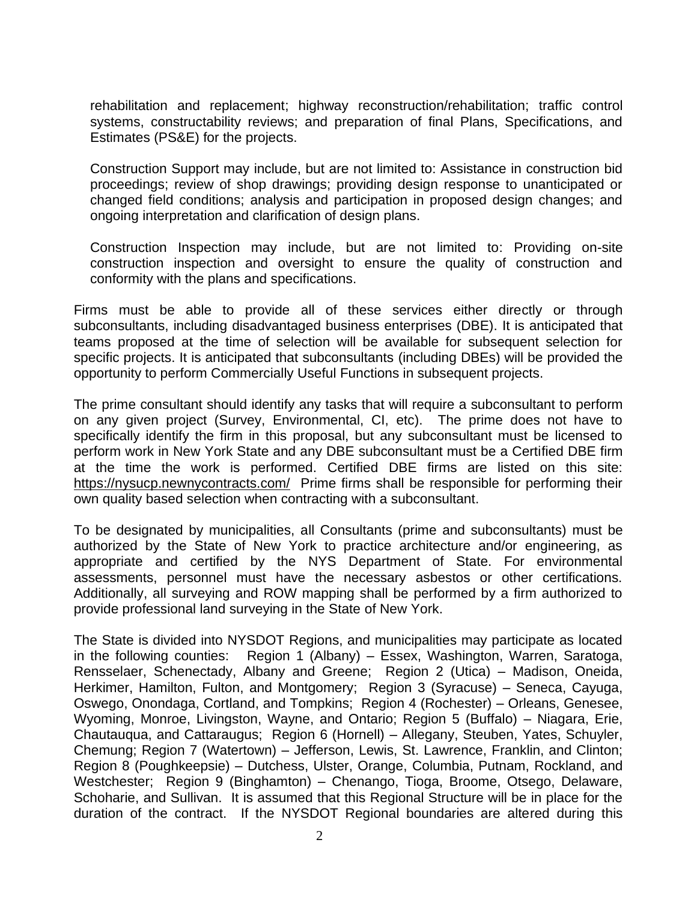rehabilitation and replacement; highway reconstruction/rehabilitation; traffic control systems, constructability reviews; and preparation of final Plans, Specifications, and Estimates (PS&E) for the projects.

Construction Support may include, but are not limited to: Assistance in construction bid proceedings; review of shop drawings; providing design response to unanticipated or changed field conditions; analysis and participation in proposed design changes; and ongoing interpretation and clarification of design plans.

Construction Inspection may include, but are not limited to: Providing on-site construction inspection and oversight to ensure the quality of construction and conformity with the plans and specifications.

Firms must be able to provide all of these services either directly or through subconsultants, including disadvantaged business enterprises (DBE). It is anticipated that teams proposed at the time of selection will be available for subsequent selection for specific projects. It is anticipated that subconsultants (including DBEs) will be provided the opportunity to perform Commercially Useful Functions in subsequent projects.

The prime consultant should identify any tasks that will require a subconsultant to perform on any given project (Survey, Environmental, CI, etc). The prime does not have to specifically identify the firm in this proposal, but any subconsultant must be licensed to perform work in New York State and any DBE subconsultant must be a Certified DBE firm at the time the work is performed. Certified DBE firms are listed on this site: https://nysucp.newnycontracts.com/ Prime firms shall be responsible for performing their own quality based selection when contracting with a subconsultant.

To be designated by municipalities, all Consultants (prime and subconsultants) must be authorized by the State of New York to practice architecture and/or engineering, as appropriate and certified by the NYS Department of State. For environmental assessments, personnel must have the necessary asbestos or other certifications. Additionally, all surveying and ROW mapping shall be performed by a firm authorized to provide professional land surveying in the State of New York.

The State is divided into NYSDOT Regions, and municipalities may participate as located in the following counties: Region 1 (Albany) – Essex, Washington, Warren, Saratoga, Rensselaer, Schenectady, Albany and Greene; Region 2 (Utica) – Madison, Oneida, Herkimer, Hamilton, Fulton, and Montgomery; Region 3 (Syracuse) – Seneca, Cayuga, Oswego, Onondaga, Cortland, and Tompkins; Region 4 (Rochester) – Orleans, Genesee, Wyoming, Monroe, Livingston, Wayne, and Ontario; Region 5 (Buffalo) – Niagara, Erie, Chautauqua, and Cattaraugus; Region 6 (Hornell) – Allegany, Steuben, Yates, Schuyler, Chemung; Region 7 (Watertown) – Jefferson, Lewis, St. Lawrence, Franklin, and Clinton; Region 8 (Poughkeepsie) – Dutchess, Ulster, Orange, Columbia, Putnam, Rockland, and Westchester; Region 9 (Binghamton) – Chenango, Tioga, Broome, Otsego, Delaware, Schoharie, and Sullivan. It is assumed that this Regional Structure will be in place for the duration of the contract. If the NYSDOT Regional boundaries are altered during this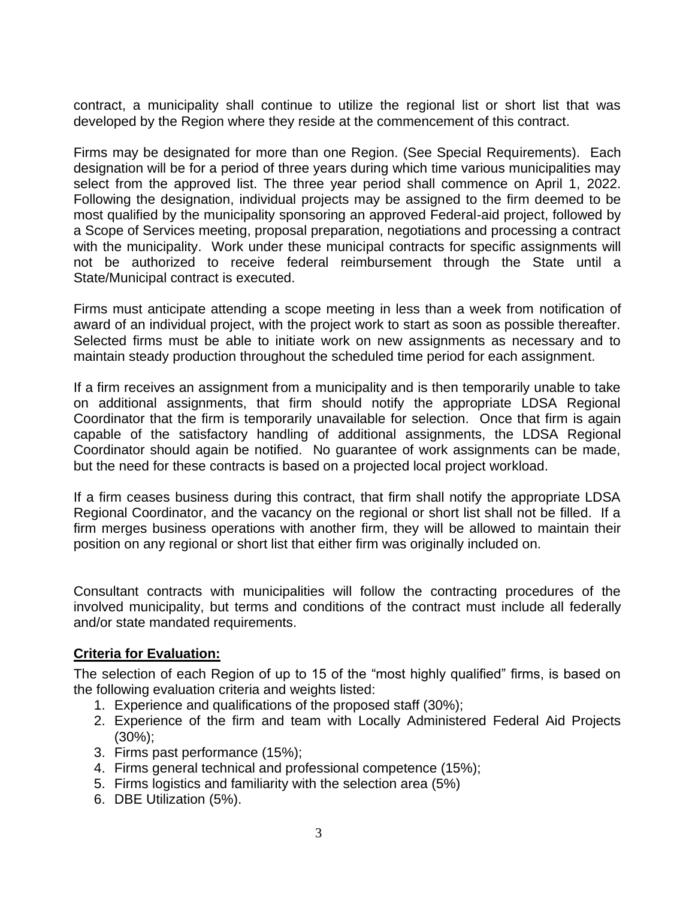contract, a municipality shall continue to utilize the regional list or short list that was developed by the Region where they reside at the commencement of this contract.

Firms may be designated for more than one Region. (See Special Requirements). Each designation will be for a period of three years during which time various municipalities may select from the approved list. The three year period shall commence on April 1, 2022. Following the designation, individual projects may be assigned to the firm deemed to be most qualified by the municipality sponsoring an approved Federal-aid project, followed by a Scope of Services meeting, proposal preparation, negotiations and processing a contract with the municipality. Work under these municipal contracts for specific assignments will not be authorized to receive federal reimbursement through the State until a State/Municipal contract is executed.

Firms must anticipate attending a scope meeting in less than a week from notification of award of an individual project, with the project work to start as soon as possible thereafter. Selected firms must be able to initiate work on new assignments as necessary and to maintain steady production throughout the scheduled time period for each assignment.

If a firm receives an assignment from a municipality and is then temporarily unable to take on additional assignments, that firm should notify the appropriate LDSA Regional Coordinator that the firm is temporarily unavailable for selection. Once that firm is again capable of the satisfactory handling of additional assignments, the LDSA Regional Coordinator should again be notified. No guarantee of work assignments can be made, but the need for these contracts is based on a projected local project workload.

If a firm ceases business during this contract, that firm shall notify the appropriate LDSA Regional Coordinator, and the vacancy on the regional or short list shall not be filled. If a firm merges business operations with another firm, they will be allowed to maintain their position on any regional or short list that either firm was originally included on.

Consultant contracts with municipalities will follow the contracting procedures of the involved municipality, but terms and conditions of the contract must include all federally and/or state mandated requirements.

**Criteria for Evaluation:**

The selection of each Region of up to 15 of the "most highly qualified" firms, is based on the following evaluation criteria and weights listed:

1. Experience and qualifications of the proposed staff (30%);
2. Experience of the firm and team with Locally Administered Federal Aid Projects (30%);
3. Firms past performance (15%);
4. Firms general technical and professional competence (15%);
5. Firms logistics and familiarity with the selection area (5%)
6. DBE Utilization (5%).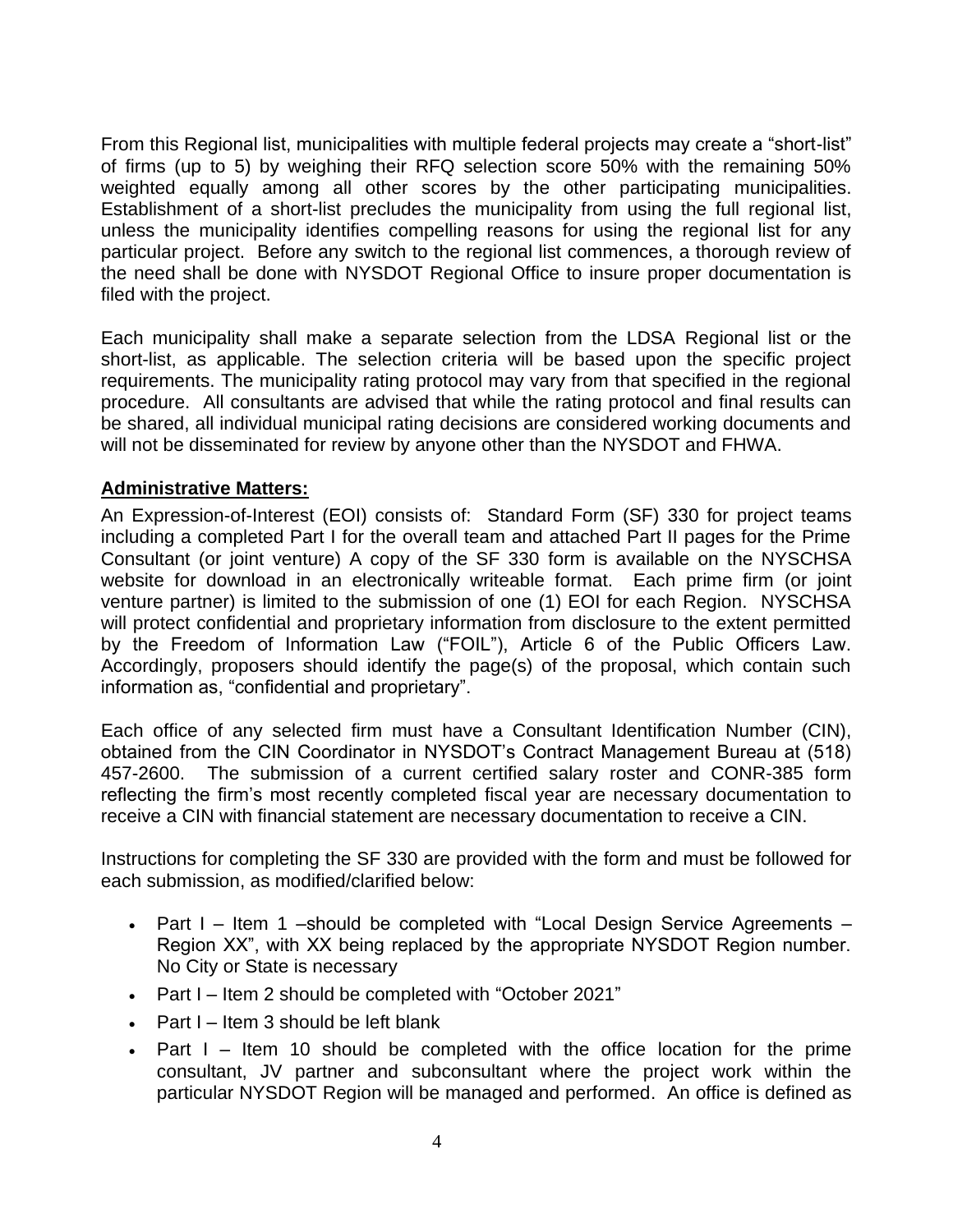From this Regional list, municipalities with multiple federal projects may create a "short-list" of firms (up to 5) by weighing their RFQ selection score 50% with the remaining 50% weighted equally among all other scores by the other participating municipalities. Establishment of a short-list precludes the municipality from using the full regional list, unless the municipality identifies compelling reasons for using the regional list for any particular project. Before any switch to the regional list commences, a thorough review of the need shall be done with NYSDOT Regional Office to insure proper documentation is filed with the project.

Each municipality shall make a separate selection from the LDSA Regional list or the short-list, as applicable. The selection criteria will be based upon the specific project requirements. The municipality rating protocol may vary from that specified in the regional procedure. All consultants are advised that while the rating protocol and final results can be shared, all individual municipal rating decisions are considered working documents and will not be disseminated for review by anyone other than the NYSDOT and FHWA.

**Administrative Matters:**

An Expression-of-Interest (EOI) consists of: Standard Form (SF) 330 for project teams including a completed Part I for the overall team and attached Part II pages for the Prime Consultant (or joint venture) A copy of the SF 330 form is available on the NYSCHSA website for download in an electronically writeable format. Each prime firm (or joint venture partner) is limited to the submission of one (1) EOI for each Region. NYSCHSA will protect confidential and proprietary information from disclosure to the extent permitted by the Freedom of Information Law ("FOIL"), Article 6 of the Public Officers Law. Accordingly, proposers should identify the page(s) of the proposal, which contain such information as, "confidential and proprietary".

Each office of any selected firm must have a Consultant Identification Number (CIN), obtained from the CIN Coordinator in NYSDOT's Contract Management Bureau at (518) 457-2600. The submission of a current certified salary roster and CONR-385 form reflecting the firm's most recently completed fiscal year are necessary documentation to receive a CIN with financial statement are necessary documentation to receive a CIN.

Instructions for completing the SF 330 are provided with the form and must be followed for each submission, as modified/clarified below:

- Part I – Item 1 –should be completed with "Local Design Service Agreements – Region XX", with XX being replaced by the appropriate NYSDOT Region number. No City or State is necessary
- Part I – Item 2 should be completed with "October 2021"
- Part I – Item 3 should be left blank
- Part I – Item 10 should be completed with the office location for the prime consultant, JV partner and subconsultant where the project work within the particular NYSDOT Region will be managed and performed. An office is defined as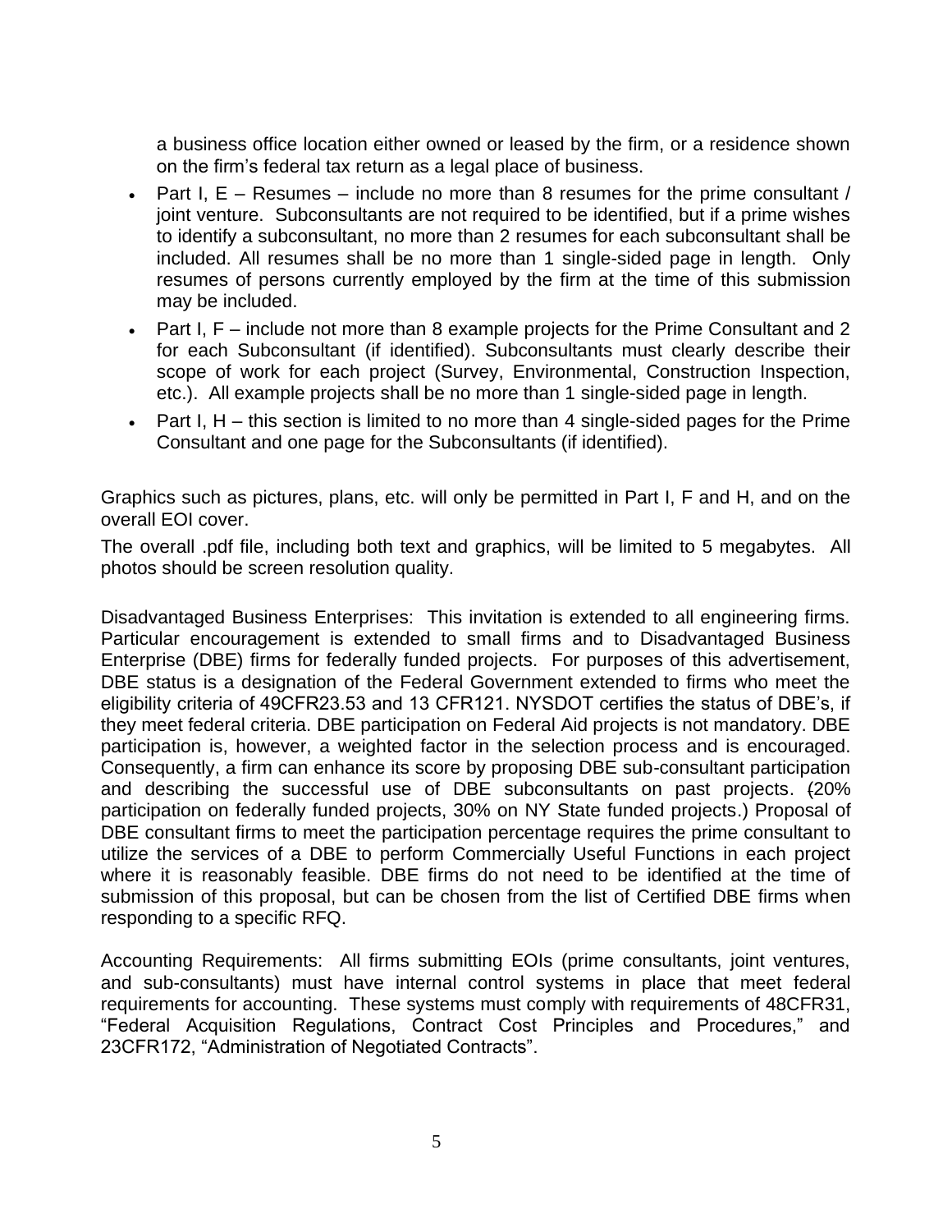a business office location either owned or leased by the firm, or a residence shown on the firm's federal tax return as a legal place of business.

- Part I, E – Resumes – include no more than 8 resumes for the prime consultant / joint venture. Subconsultants are not required to be identified, but if a prime wishes to identify a subconsultant, no more than 2 resumes for each subconsultant shall be included. All resumes shall be no more than 1 single-sided page in length. Only resumes of persons currently employed by the firm at the time of this submission may be included.
- Part I, F – include not more than 8 example projects for the Prime Consultant and 2 for each Subconsultant (if identified). Subconsultants must clearly describe their scope of work for each project (Survey, Environmental, Construction Inspection, etc.). All example projects shall be no more than 1 single-sided page in length.
- Part I, H – this section is limited to no more than 4 single-sided pages for the Prime Consultant and one page for the Subconsultants (if identified).

Graphics such as pictures, plans, etc. will only be permitted in Part I, F and H, and on the overall EOI cover.

The overall .pdf file, including both text and graphics, will be limited to 5 megabytes. All photos should be screen resolution quality.

Disadvantaged Business Enterprises: This invitation is extended to all engineering firms. Particular encouragement is extended to small firms and to Disadvantaged Business Enterprise (DBE) firms for federally funded projects. For purposes of this advertisement, DBE status is a designation of the Federal Government extended to firms who meet the eligibility criteria of 49CFR23.53 and 13 CFR121. NYSDOT certifies the status of DBE's, if they meet federal criteria. DBE participation on Federal Aid projects is not mandatory. DBE participation is, however, a weighted factor in the selection process and is encouraged. Consequently, a firm can enhance its score by proposing DBE sub-consultant participation and describing the successful use of DBE subconsultants on past projects. (20% participation on federally funded projects, 30% on NY State funded projects.) Proposal of DBE consultant firms to meet the participation percentage requires the prime consultant to utilize the services of a DBE to perform Commercially Useful Functions in each project where it is reasonably feasible. DBE firms do not need to be identified at the time of submission of this proposal, but can be chosen from the list of Certified DBE firms when responding to a specific RFQ.

Accounting Requirements: All firms submitting EOIs (prime consultants, joint ventures, and sub-consultants) must have internal control systems in place that meet federal requirements for accounting. These systems must comply with requirements of 48CFR31, "Federal Acquisition Regulations, Contract Cost Principles and Procedures," and 23CFR172, "Administration of Negotiated Contracts".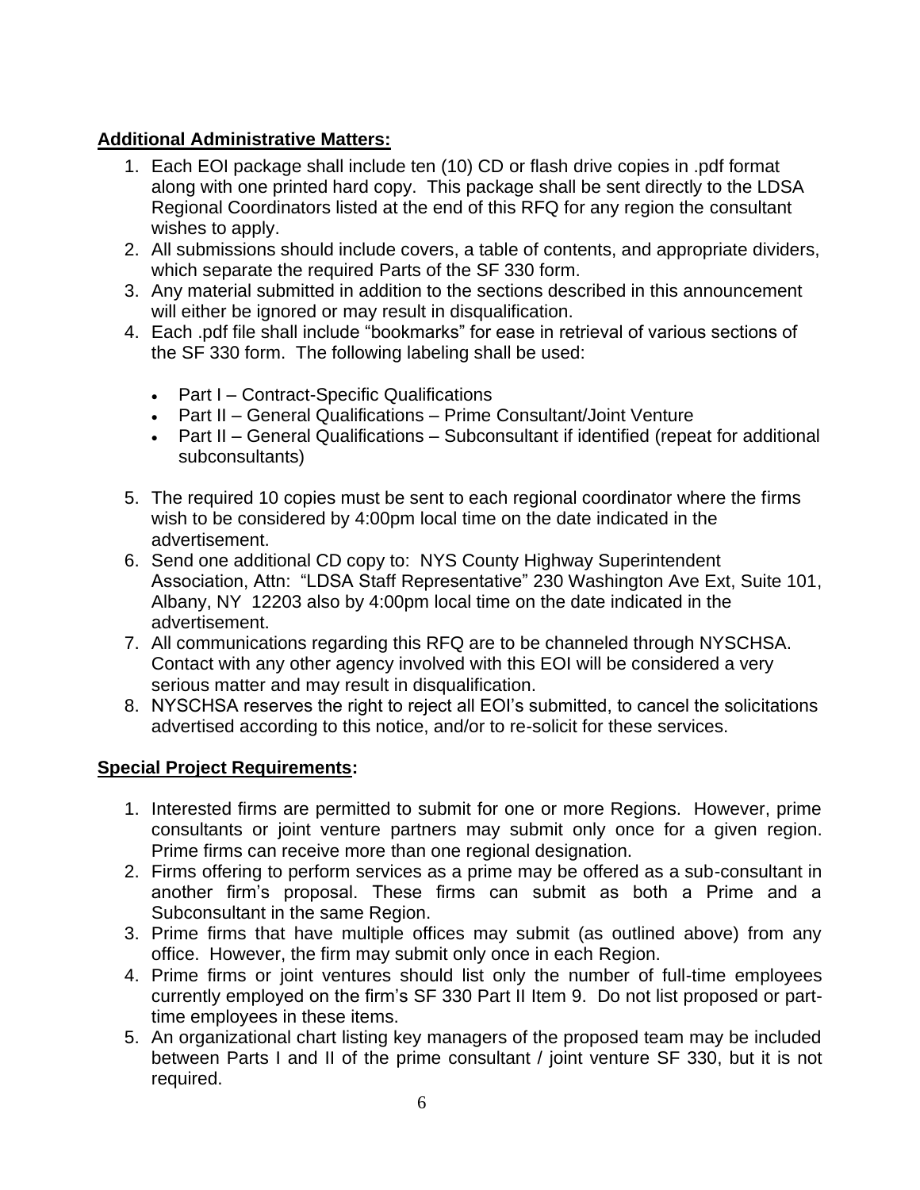**Additional Administrative Matters:**

1. Each EOI package shall include ten (10) CD or flash drive copies in .pdf format along with one printed hard copy. This package shall be sent directly to the LDSA Regional Coordinators listed at the end of this RFQ for any region the consultant wishes to apply.
2. All submissions should include covers, a table of contents, and appropriate dividers, which separate the required Parts of the SF 330 form.
3. Any material submitted in addition to the sections described in this announcement will either be ignored or may result in disqualification.
4. Each .pdf file shall include "bookmarks" for ease in retrieval of various sections of the SF 330 form. The following labeling shall be used:
    - Part I – Contract-Specific Qualifications
    - Part II – General Qualifications – Prime Consultant/Joint Venture
    - Part II – General Qualifications – Subconsultant if identified (repeat for additional subconsultants)
5. The required 10 copies must be sent to each regional coordinator where the firms wish to be considered by 4:00pm local time on the date indicated in the advertisement.
6. Send one additional CD copy to: NYS County Highway Superintendent Association, Attn: "LDSA Staff Representative" 230 Washington Ave Ext, Suite 101, Albany, NY 12203 also by 4:00pm local time on the date indicated in the advertisement.
7. All communications regarding this RFQ are to be channeled through NYSCHSA. Contact with any other agency involved with this EOI will be considered a very serious matter and may result in disqualification.
8. NYSCHSA reserves the right to reject all EOI's submitted, to cancel the solicitations advertised according to this notice, and/or to re-solicit for these services.

**Special Project Requirements:**

1. Interested firms are permitted to submit for one or more Regions. However, prime consultants or joint venture partners may submit only once for a given region. Prime firms can receive more than one regional designation.
2. Firms offering to perform services as a prime may be offered as a sub-consultant in another firm's proposal. These firms can submit as both a Prime and a Subconsultant in the same Region.
3. Prime firms that have multiple offices may submit (as outlined above) from any office. However, the firm may submit only once in each Region.
4. Prime firms or joint ventures should list only the number of full-time employees currently employed on the firm's SF 330 Part II Item 9. Do not list proposed or part-time employees in these items.
5. An organizational chart listing key managers of the proposed team may be included between Parts I and II of the prime consultant / joint venture SF 330, but it is not required.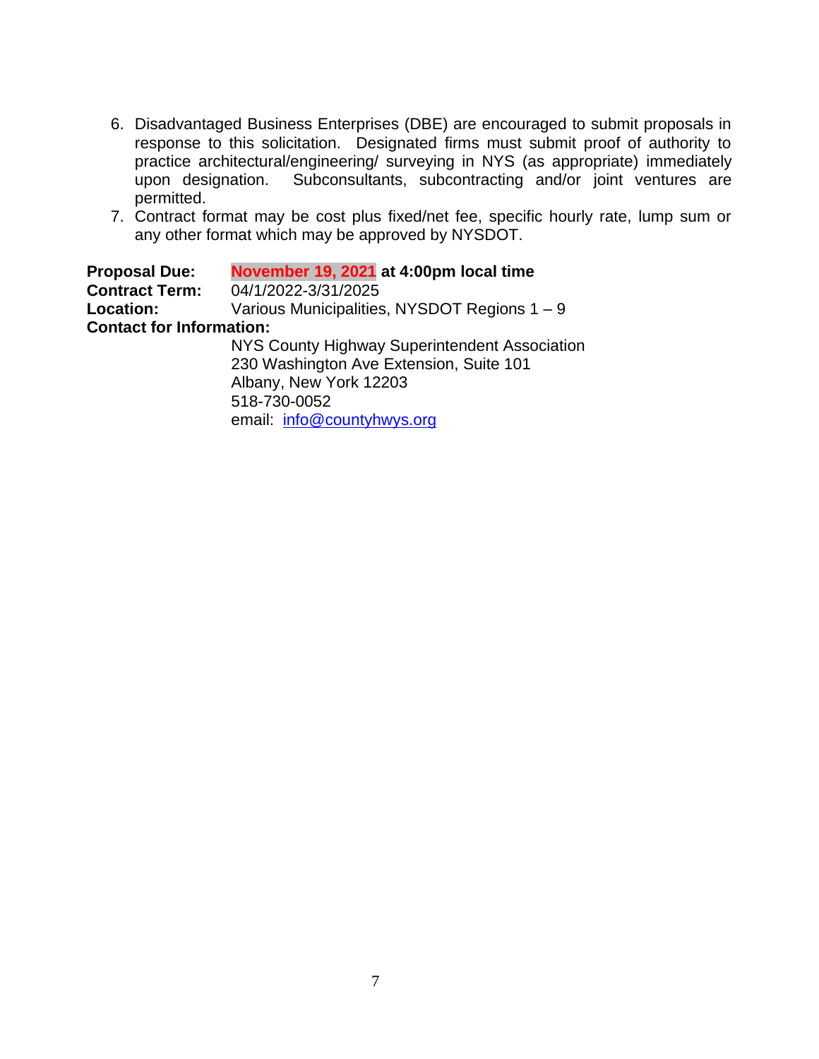6. Disadvantaged Business Enterprises (DBE) are encouraged to submit proposals in response to this solicitation. Designated firms must submit proof of authority to practice architectural/engineering/ surveying in NYS (as appropriate) immediately upon designation. Subconsultants, subcontracting and/or joint ventures are permitted.
7. Contract format may be cost plus fixed/net fee, specific hourly rate, lump sum or any other format which may be approved by NYSDOT.

**Proposal Due:** **November 19, 2021 at 4:00pm local time**
**Contract Term:** 04/1/2022-3/31/2025
**Location:** Various Municipalities, NYSDOT Regions 1 – 9
**Contact for Information:**

NYS County Highway Superintendent Association
230 Washington Ave Extension, Suite 101
Albany, New York 12203
518-730-0052
email: info@countyhwys.org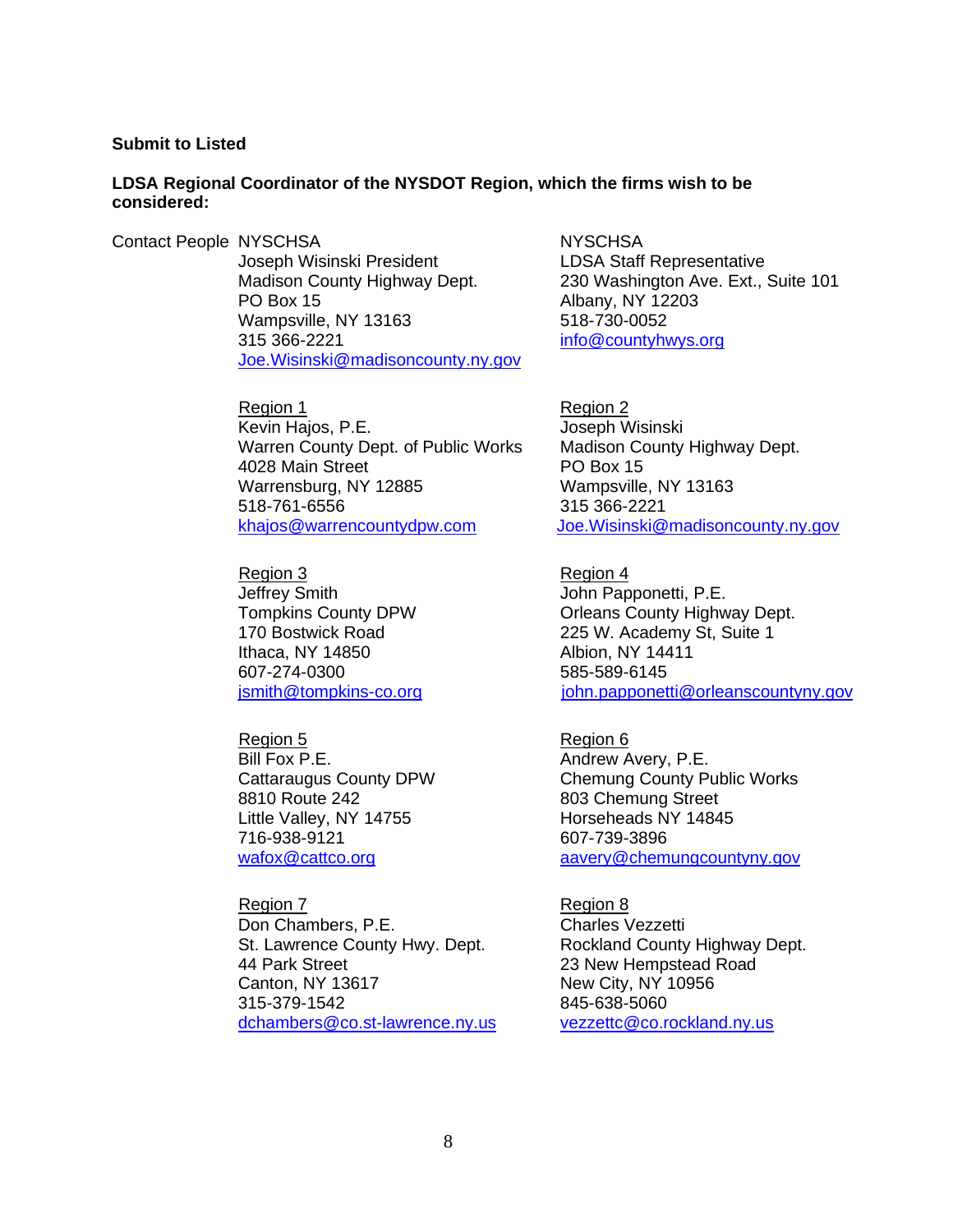**Submit to Listed**

**LDSA Regional Coordinator of the NYSDOT Region, which the firms wish to be considered:**

Contact People

NYSCHSA
Joseph Wisinski President
Madison County Highway Dept.
PO Box 15
Wampsville, NY 13163
315 366-2221
Joe.Wisinski@madisoncounty.ny.gov

NYSCHSA
LDSA Staff Representative
230 Washington Ave. Ext., Suite 101
Albany, NY 12203
518-730-0052
info@countyhwys.org

Region 1
Kevin Hajos, P.E.
Warren County Dept. of Public Works
4028 Main Street
Warrensburg, NY 12885
518-761-6556
khajos@warrencountydpw.com

Region 2
Joseph Wisinski
Madison County Highway Dept.
PO Box 15
Wampsville, NY 13163
315 366-2221
Joe.Wisinski@madisoncounty.ny.gov

Region 3
Jeffrey Smith
Tompkins County DPW
170 Bostwick Road
Ithaca, NY 14850
607-274-0300
jsmith@tompkins-co.org

Region 4
John Papponetti, P.E.
Orleans County Highway Dept.
225 W. Academy St, Suite 1
Albion, NY 14411
585-589-6145
john.papponetti@orleanscountyny.gov

Region 5
Bill Fox P.E.
Cattaraugus County DPW
8810 Route 242
Little Valley, NY 14755
716-938-9121
wafox@cattco.org

Region 6
Andrew Avery, P.E.
Chemung County Public Works
803 Chemung Street
Horseheads NY 14845
607-739-3896
aavery@chemungcountyny.gov

Region 7
Don Chambers, P.E.
St. Lawrence County Hwy. Dept.
44 Park Street
Canton, NY 13617
315-379-1542
dchambers@co.st-lawrence.ny.us

Region 8
Charles Vezzetti
Rockland County Highway Dept.
23 New Hempstead Road
New City, NY 10956
845-638-5060
vezzettc@co.rockland.ny.us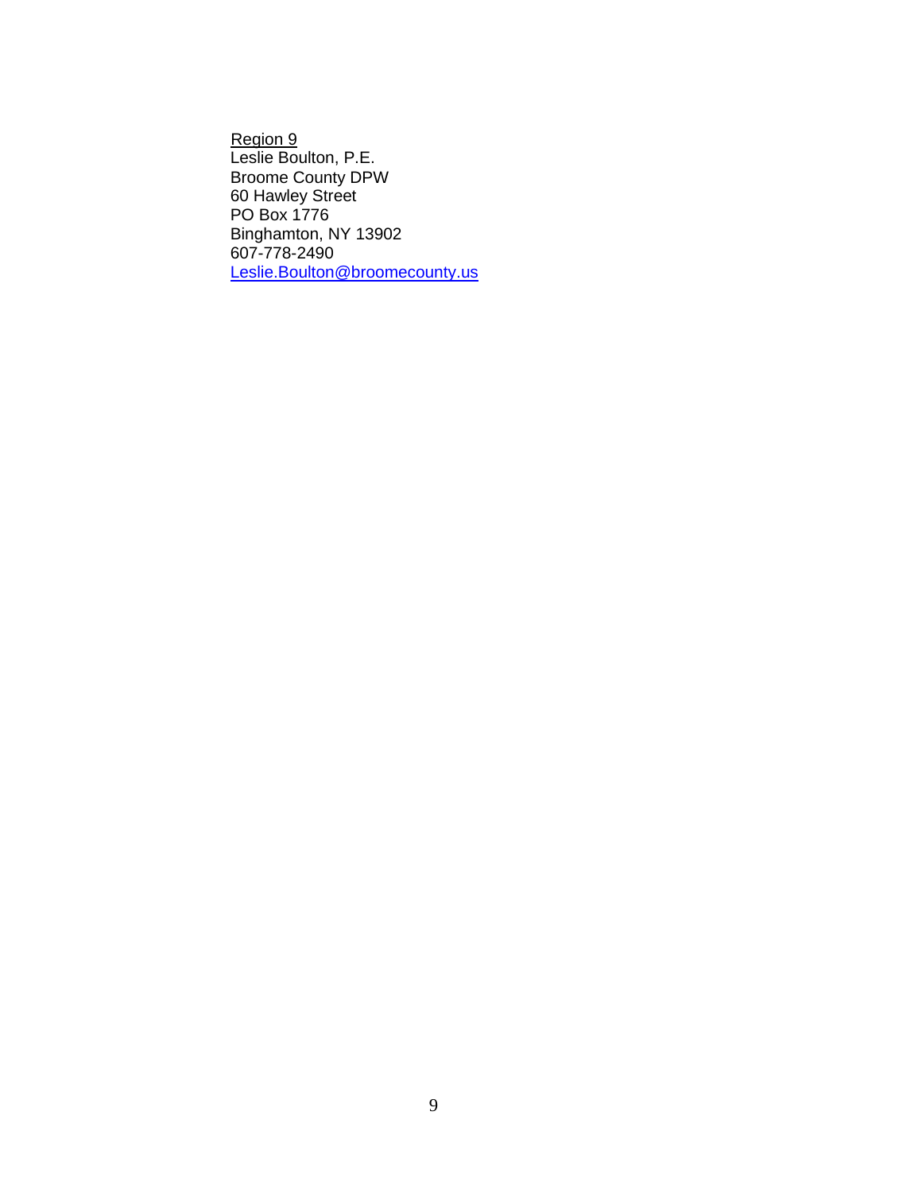Region 9
Leslie Boulton, P.E.
Broome County DPW
60 Hawley Street
PO Box 1776
Binghamton, NY 13902
607-778-2490
Leslie.Boulton@broomecounty.us